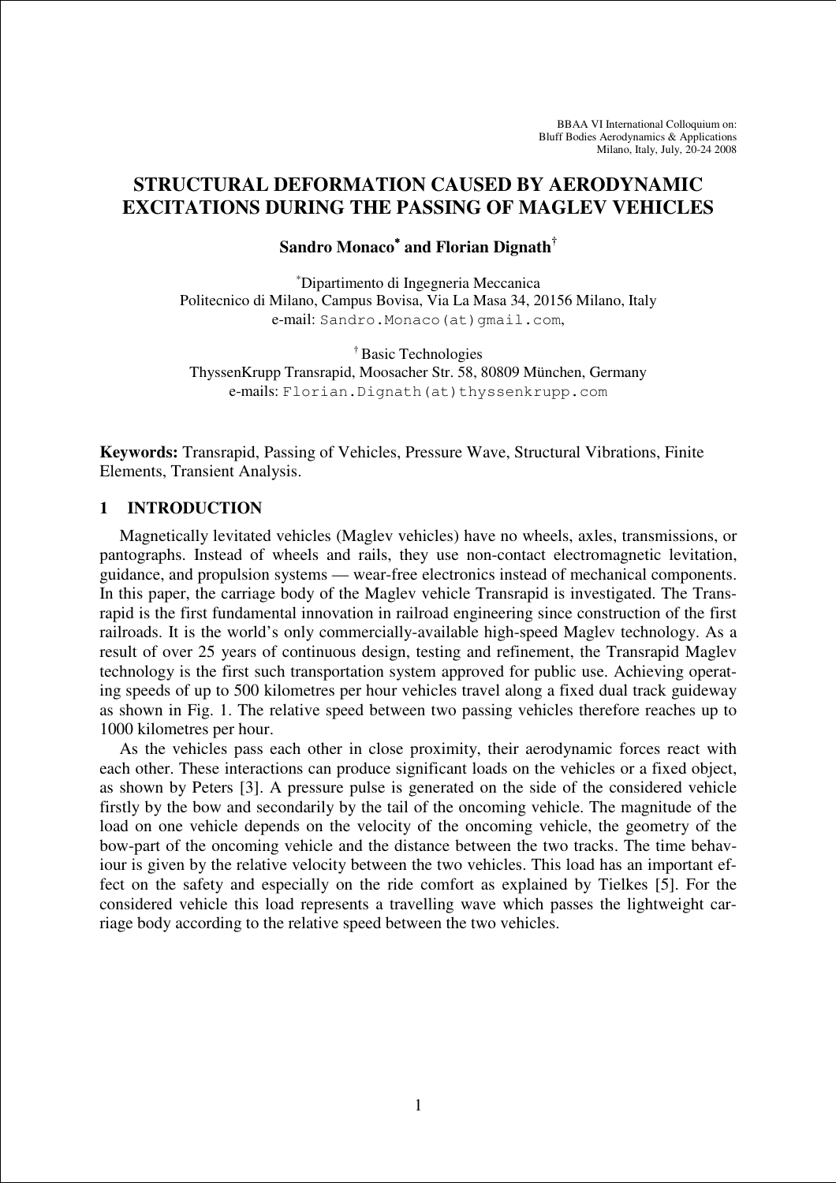BBAA VI International Colloquium on:
Bluff Bodies Aerodynamics & Applications
Milano, Italy, July, 20-24 2008

# STRUCTURAL DEFORMATION CAUSED BY AERODYNAMIC EXCITATIONS DURING THE PASSING OF MAGLEV VEHICLES

**Sandro Monaco[*] and Florian Dignath[†]**

[*]Dipartimento di Ingegneria Meccanica
Politecnico di Milano, Campus Bovisa, Via La Masa 34, 20156 Milano, Italy
e-mail: Sandro.Monaco(at)gmail.com,

[†]Basic Technologies
ThyssenKrupp Transrapid, Moosacher Str. 58, 80809 München, Germany
e-mails: Florian.Dignath(at)thyssenkrupp.com

**Keywords:** Transrapid, Passing of Vehicles, Pressure Wave, Structural Vibrations, Finite Elements, Transient Analysis.

## 1 INTRODUCTION

Magnetically levitated vehicles (Maglev vehicles) have no wheels, axles, transmissions, or pantographs. Instead of wheels and rails, they use non-contact electromagnetic levitation, guidance, and propulsion systems — wear-free electronics instead of mechanical components. In this paper, the carriage body of the Maglev vehicle Transrapid is investigated. The Transrapid is the first fundamental innovation in railroad engineering since construction of the first railroads. It is the world's only commercially-available high-speed Maglev technology. As a result of over 25 years of continuous design, testing and refinement, the Transrapid Maglev technology is the first such transportation system approved for public use. Achieving operating speeds of up to 500 kilometres per hour vehicles travel along a fixed dual track guideway as shown in Fig. 1. The relative speed between two passing vehicles therefore reaches up to 1000 kilometres per hour.

As the vehicles pass each other in close proximity, their aerodynamic forces react with each other. These interactions can produce significant loads on the vehicles or a fixed object, as shown by Peters [3]. A pressure pulse is generated on the side of the considered vehicle firstly by the bow and secondarily by the tail of the oncoming vehicle. The magnitude of the load on one vehicle depends on the velocity of the oncoming vehicle, the geometry of the bow-part of the oncoming vehicle and the distance between the two tracks. The time behaviour is given by the relative velocity between the two vehicles. This load has an important effect on the safety and especially on the ride comfort as explained by Tielkes [5]. For the considered vehicle this load represents a travelling wave which passes the lightweight carriage body according to the relative speed between the two vehicles.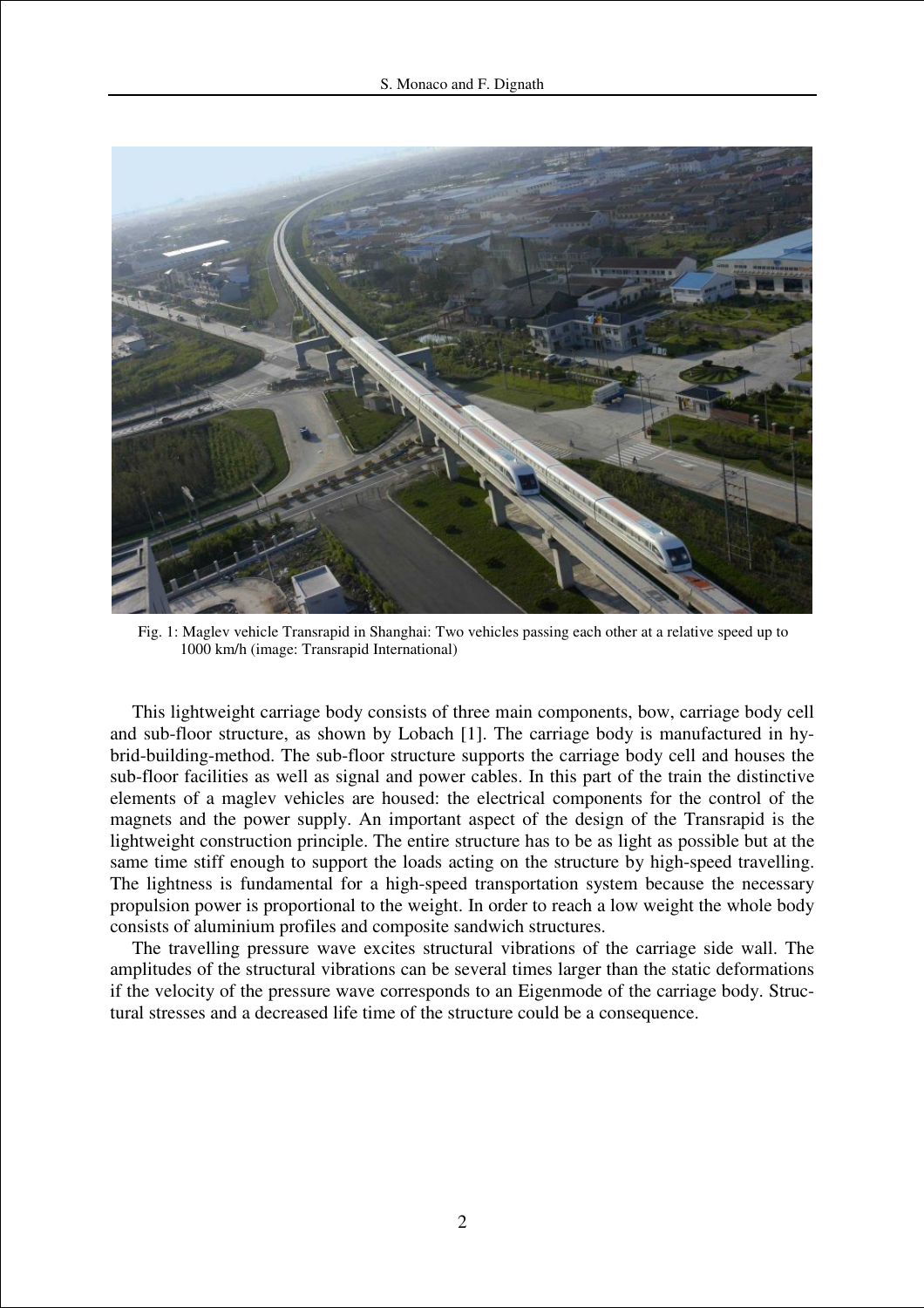Fig. 1: Maglev vehicle Transrapid in Shanghai: Two vehicles passing each other at a relative speed up to 1000 km/h (image: Transrapid International)

This lightweight carriage body consists of three main components, bow, carriage body cell and sub-floor structure, as shown by Lobach [1]. The carriage body is manufactured in hybrid-building-method. The sub-floor structure supports the carriage body cell and houses the sub-floor facilities as well as signal and power cables. In this part of the train the distinctive elements of a maglev vehicles are housed: the electrical components for the control of the magnets and the power supply. An important aspect of the design of the Transrapid is the lightweight construction principle. The entire structure has to be as light as possible but at the same time stiff enough to support the loads acting on the structure by high-speed travelling. The lightness is fundamental for a high-speed transportation system because the necessary propulsion power is proportional to the weight. In order to reach a low weight the whole body consists of aluminium profiles and composite sandwich structures.

The travelling pressure wave excites structural vibrations of the carriage side wall. The amplitudes of the structural vibrations can be several times larger than the static deformations if the velocity of the pressure wave corresponds to an Eigenmode of the carriage body. Structural stresses and a decreased life time of the structure could be a consequence.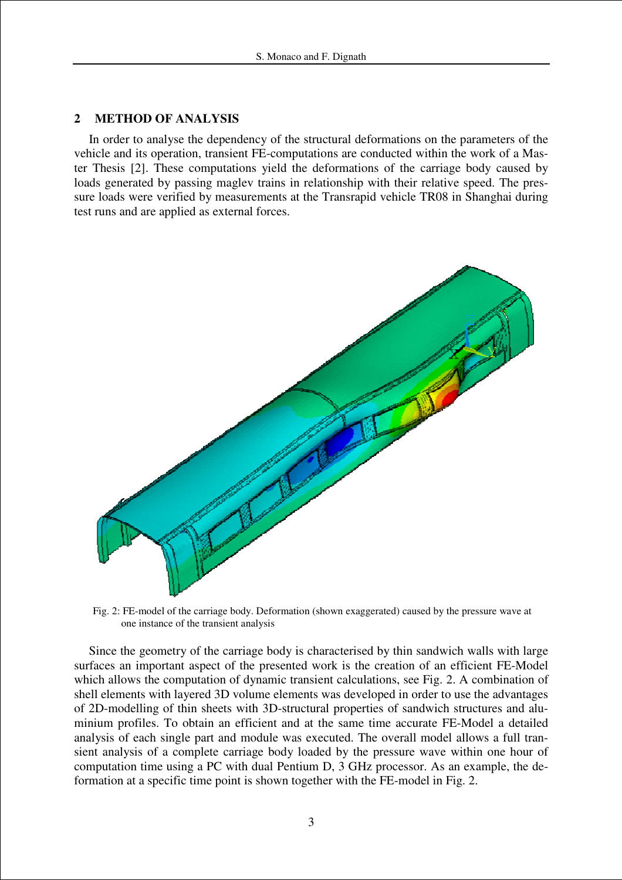## 2 METHOD OF ANALYSIS

In order to analyse the dependency of the structural deformations on the parameters of the vehicle and its operation, transient FE-computations are conducted within the work of a Master Thesis [2]. These computations yield the deformations of the carriage body caused by loads generated by passing maglev trains in relationship with their relative speed. The pressure loads were verified by measurements at the Transrapid vehicle TR08 in Shanghai during test runs and are applied as external forces.

Fig. 2: FE-model of the carriage body. Deformation (shown exaggerated) caused by the pressure wave at one instance of the transient analysis

Since the geometry of the carriage body is characterised by thin sandwich walls with large surfaces an important aspect of the presented work is the creation of an efficient FE-Model which allows the computation of dynamic transient calculations, see Fig. 2. A combination of shell elements with layered 3D volume elements was developed in order to use the advantages of 2D-modelling of thin sheets with 3D-structural properties of sandwich structures and aluminium profiles. To obtain an efficient and at the same time accurate FE-Model a detailed analysis of each single part and module was executed. The overall model allows a full transient analysis of a complete carriage body loaded by the pressure wave within one hour of computation time using a PC with dual Pentium D, 3 GHz processor. As an example, the deformation at a specific time point is shown together with the FE-model in Fig. 2.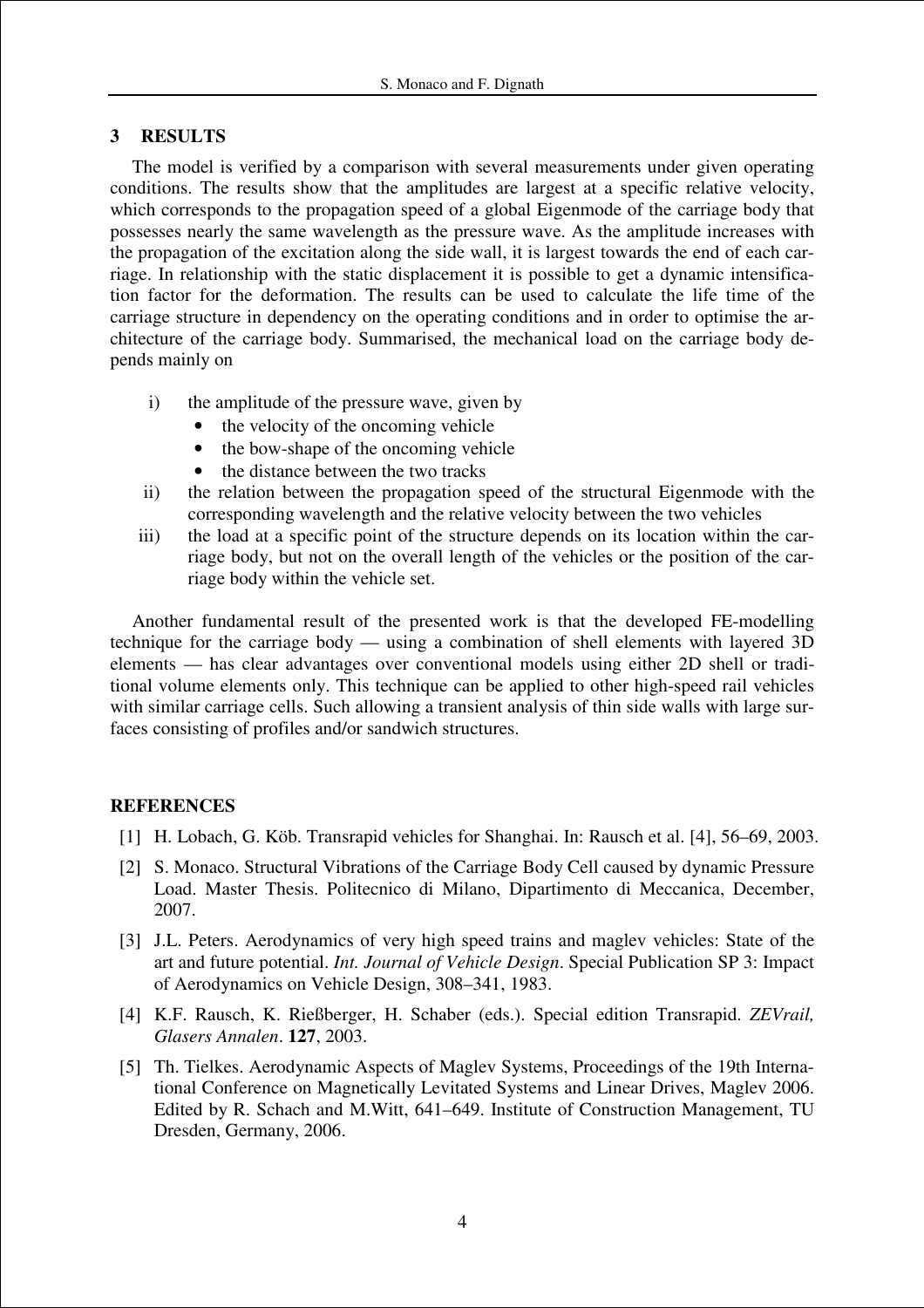## 3 RESULTS

The model is verified by a comparison with several measurements under given operating conditions. The results show that the amplitudes are largest at a specific relative velocity, which corresponds to the propagation speed of a global Eigenmode of the carriage body that possesses nearly the same wavelength as the pressure wave. As the amplitude increases with the propagation of the excitation along the side wall, it is largest towards the end of each carriage. In relationship with the static displacement it is possible to get a dynamic intensification factor for the deformation. The results can be used to calculate the life time of the carriage structure in dependency on the operating conditions and in order to optimise the architecture of the carriage body. Summarised, the mechanical load on the carriage body depends mainly on

i) the amplitude of the pressure wave, given by
   - the velocity of the oncoming vehicle
   - the bow-shape of the oncoming vehicle
   - the distance between the two tracks

ii) the relation between the propagation speed of the structural Eigenmode with the corresponding wavelength and the relative velocity between the two vehicles

iii) the load at a specific point of the structure depends on its location within the carriage body, but not on the overall length of the vehicles or the position of the carriage body within the vehicle set.

Another fundamental result of the presented work is that the developed FE-modelling technique for the carriage body — using a combination of shell elements with layered 3D elements — has clear advantages over conventional models using either 2D shell or traditional volume elements only. This technique can be applied to other high-speed rail vehicles with similar carriage cells. Such allowing a transient analysis of thin side walls with large surfaces consisting of profiles and/or sandwich structures.

## REFERENCES

[1] H. Lobach, G. Köb. Transrapid vehicles for Shanghai. In: Rausch et al. [4], 56–69, 2003.

[2] S. Monaco. Structural Vibrations of the Carriage Body Cell caused by dynamic Pressure Load. Master Thesis. Politecnico di Milano, Dipartimento di Meccanica, December, 2007.

[3] J.L. Peters. Aerodynamics of very high speed trains and maglev vehicles: State of the art and future potential. *Int. Journal of Vehicle Design*. Special Publication SP 3: Impact of Aerodynamics on Vehicle Design, 308–341, 1983.

[4] K.F. Rausch, K. Rießberger, H. Schaber (eds.). Special edition Transrapid. *ZEVrail, Glasers Annalen*. **127**, 2003.

[5] Th. Tielkes. Aerodynamic Aspects of Maglev Systems, Proceedings of the 19th International Conference on Magnetically Levitated Systems and Linear Drives, Maglev 2006. Edited by R. Schach and M.Witt, 641–649. Institute of Construction Management, TU Dresden, Germany, 2006.